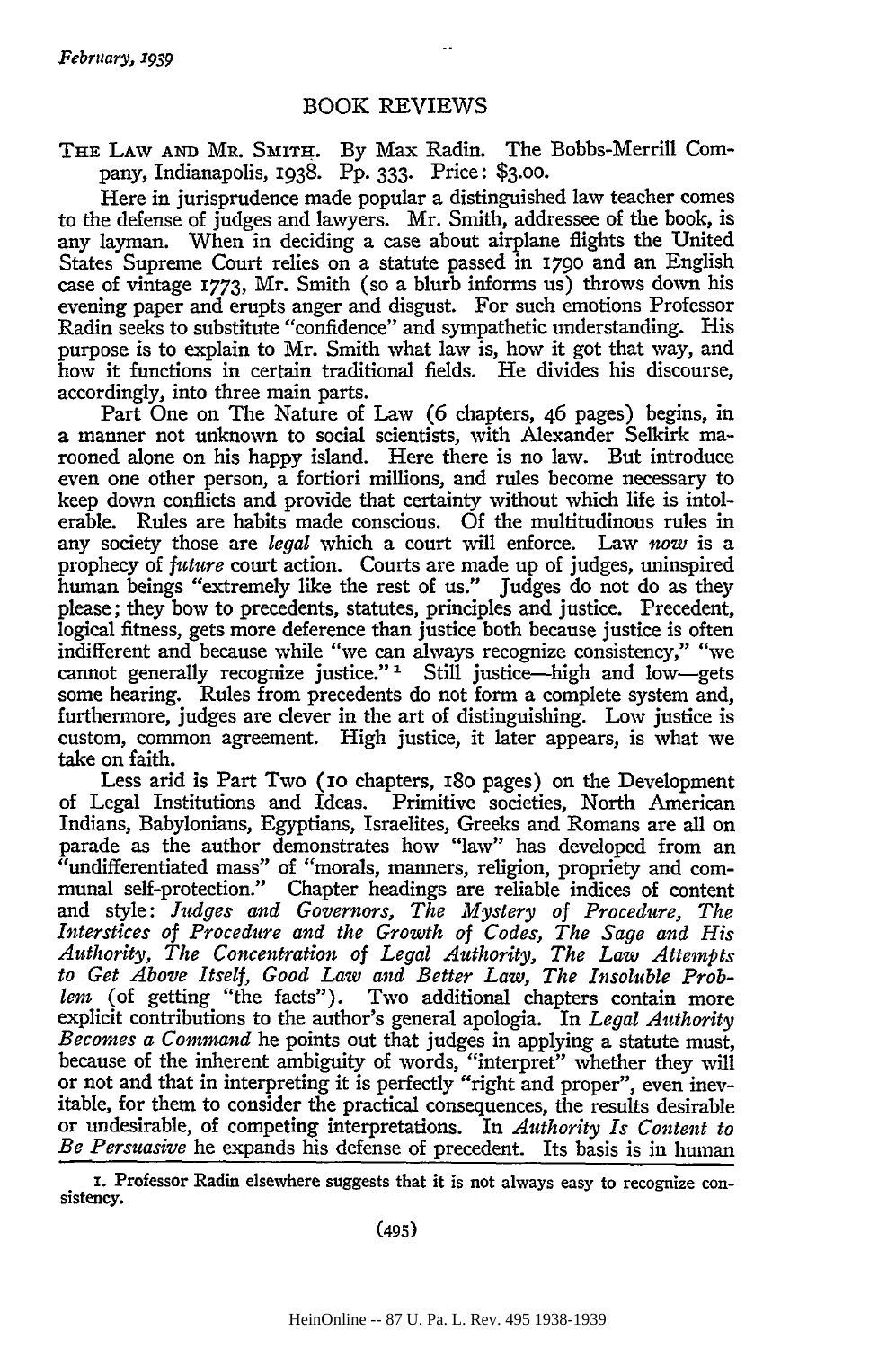## BOOK REVIEWS

THE LAW AND MR. SMITH. By Max Radin. The Bobbs-Merrill Company, Indianapolis, 1938. Pp. 333. Price: $3.00.

Here in jurisprudence made popular a distinguished law teacher comes to the defense of judges and lawyers. Mr. Smith, addressee of the book, is any layman. When in deciding a case about airplane flights the United States Supreme Court relies on a statute passed in 1790 and an English case of vintage 1773, Mr. Smith (so a blurb informs us) throws down his evening paper and erupts anger and disgust. For such emotions Professor Radin seeks to substitute "confidence" and sympathetic understanding. His purpose is to explain to Mr. Smith what law is, how it got that way, and how it functions in certain traditional fields. He divides his discourse, accordingly, into three main parts.

Part One on The Nature of Law (6 chapters, 46 pages) begins, in a manner not unknown to social scientists, with Alexander Selkirk marooned alone on his happy island. Here there is no law. But introduce even one other person, a fortiori millions, and rules become necessary to keep down conflicts and provide that certainty without which life is intolerable. Rules are habits made conscious. Of the multitudinous rules in any society those are *legal* which a court will enforce. Law *now* is a prophecy of *future* court action. Courts are made up of judges, uninspired human beings "extremely like the rest of us." Judges do not do as they please; they bow to precedents, statutes, principles and justice. Precedent, logical fitness, gets more deference than justice both because justice is often indifferent and because while "we can always recognize consistency," "we cannot generally recognize justice."[1] Still justice—high and low—gets some hearing. Rules from precedents do not form a complete system and, furthermore, judges are clever in the art of distinguishing. Low justice is custom, common agreement. High justice, it later appears, is what we take on faith.

Less arid is Part Two (10 chapters, 180 pages) on the Development of Legal Institutions and Ideas. Primitive societies, North American Indians, Babylonians, Egyptians, Israelites, Greeks and Romans are all on parade as the author demonstrates how "law" has developed from an "undifferentiated mass" of "morals, manners, religion, propriety and communal self-protection." Chapter headings are reliable indices of content and style: *Judges and Governors, The Mystery of Procedure, The Interstices of Procedure and the Growth of Codes, The Sage and His Authority, The Concentration of Legal Authority, The Law Attempts to Get Above Itself, Good Law and Better Law, The Insoluble Problem* (of getting "the facts"). Two additional chapters contain more explicit contributions to the author's general apologia. In *Legal Authority Becomes a Command* he points out that judges in applying a statute must, because of the inherent ambiguity of words, "interpret" whether they will or not and that in interpreting it is perfectly "right and proper", even inevitable, for them to consider the practical consequences, the results desirable or undesirable, of competing interpretations. In *Authority Is Content to Be Persuasive* he expands his defense of precedent. Its basis is in human

---

1. Professor Radin elsewhere suggests that it is not always easy to recognize consistency.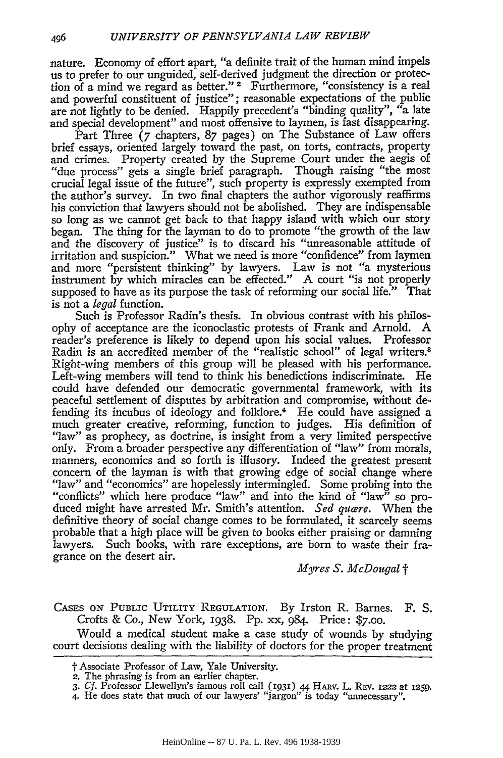nature. Economy of effort apart, "a definite trait of the human mind impels us to prefer to our unguided, self-derived judgment the direction or protection of a mind we regard as better." [2] Furthermore, "consistency is a real and powerful constituent of justice"; reasonable expectations of the public are not lightly to be denied. Happily precedent's "binding quality", "a late and special development" and most offensive to laymen, is fast disappearing.

Part Three (7 chapters, 87 pages) on The Substance of Law offers brief essays, oriented largely toward the past, on torts, contracts, property and crimes. Property created by the Supreme Court under the aegis of "due process" gets a single brief paragraph. Though raising "the most crucial legal issue of the future", such property is expressly exempted from the author's survey. In two final chapters the author vigorously reaffirms his conviction that lawyers should not be abolished. They are indispensable so long as we cannot get back to that happy island with which our story began. The thing for the layman to do to promote "the growth of the law and the discovery of justice" is to discard his "unreasonable attitude of irritation and suspicion." What we need is more "confidence" from laymen and more "persistent thinking" by lawyers. Law is not "a mysterious instrument by which miracles can be effected." A court "is not properly supposed to have as its purpose the task of reforming our social life." That is not a *legal* function.

Such is Professor Radin's thesis. In obvious contrast with his philosophy of acceptance are the iconoclastic protests of Frank and Arnold. A reader's preference is likely to depend upon his social values. Professor Radin is an accredited member of the "realistic school" of legal writers.[3] Right-wing members of this group will be pleased with his performance. Left-wing members will tend to think his benedictions indiscriminate. He could have defended our democratic governmental framework, with its peaceful settlement of disputes by arbitration and compromise, without defending its incubus of ideology and folklore.[4] He could have assigned a much greater creative, reforming, function to judges. His definition of "law" as prophecy, as doctrine, is insight from a very limited perspective only. From a broader perspective any differentiation of "law" from morals, manners, economics and so forth is illusory. Indeed the greatest present concern of the layman is with that growing edge of social change where "law" and "economics" are hopelessly intermingled. Some probing into the "conflicts" which here produce "law" and into the kind of "law" so produced might have arrested Mr. Smith's attention. *Sed quære*. When the definitive theory of social change comes to be formulated, it scarcely seems probable that a high place will be given to books either praising or damning lawyers. Such books, with rare exceptions, are born to waste their fragrance on the desert air.

*Myres S. McDougal* †

CASES ON PUBLIC UTILITY REGULATION. By Irston R. Barnes. F. S. Crofts & Co., New York, 1938. Pp. xx, 984. Price: $7.00.

Would a medical student make a case study of wounds by studying court decisions dealing with the liability of doctors for the proper treatment

---

† Associate Professor of Law, Yale University.

2. The phrasing is from an earlier chapter.

3. *Cf.* Professor Llewellyn's famous roll call (1931) 44 HARV. L. REV. 1222 at 1259.

4. He does state that much of our lawyers' "jargon" is today "unnecessary".